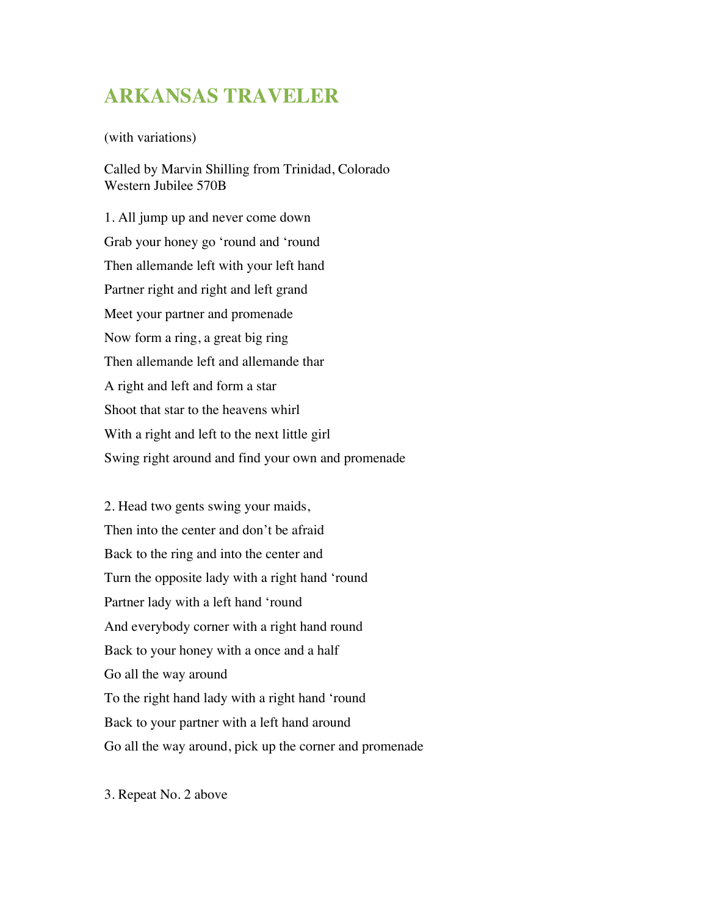# ARKANSAS TRAVELER

(with variations)

Called by Marvin Shilling from Trinidad, Colorado
Western Jubilee 570B

1. All jump up and never come down

Grab your honey go ‘round and ‘round

Then allemande left with your left hand

Partner right and right and left grand

Meet your partner and promenade

Now form a ring, a great big ring

Then allemande left and allemande thar

A right and left and form a star

Shoot that star to the heavens whirl

With a right and left to the next little girl

Swing right around and find your own and promenade

2. Head two gents swing your maids,

Then into the center and don’t be afraid

Back to the ring and into the center and

Turn the opposite lady with a right hand ‘round

Partner lady with a left hand ‘round

And everybody corner with a right hand round

Back to your honey with a once and a half

Go all the way around

To the right hand lady with a right hand ‘round

Back to your partner with a left hand around

Go all the way around, pick up the corner and promenade

3. Repeat No. 2 above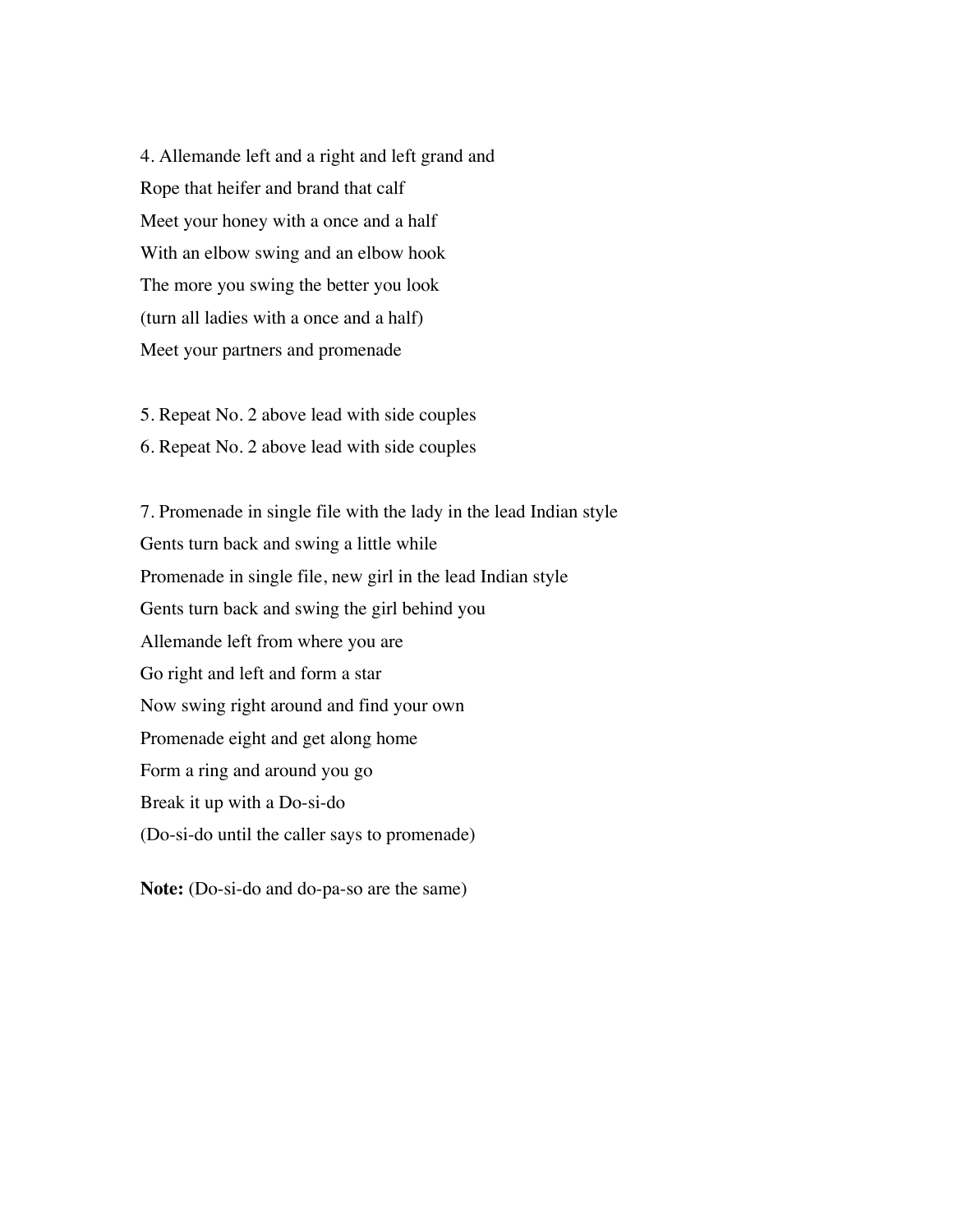4. Allemande left and a right and left grand and
Rope that heifer and brand that calf
Meet your honey with a once and a half
With an elbow swing and an elbow hook
The more you swing the better you look
(turn all ladies with a once and a half)
Meet your partners and promenade

5. Repeat No. 2 above lead with side couples
6. Repeat No. 2 above lead with side couples

7. Promenade in single file with the lady in the lead Indian style
Gents turn back and swing a little while
Promenade in single file, new girl in the lead Indian style
Gents turn back and swing the girl behind you
Allemande left from where you are
Go right and left and form a star
Now swing right around and find your own
Promenade eight and get along home
Form a ring and around you go
Break it up with a Do-si-do
(Do-si-do until the caller says to promenade)

**Note:** (Do-si-do and do-pa-so are the same)